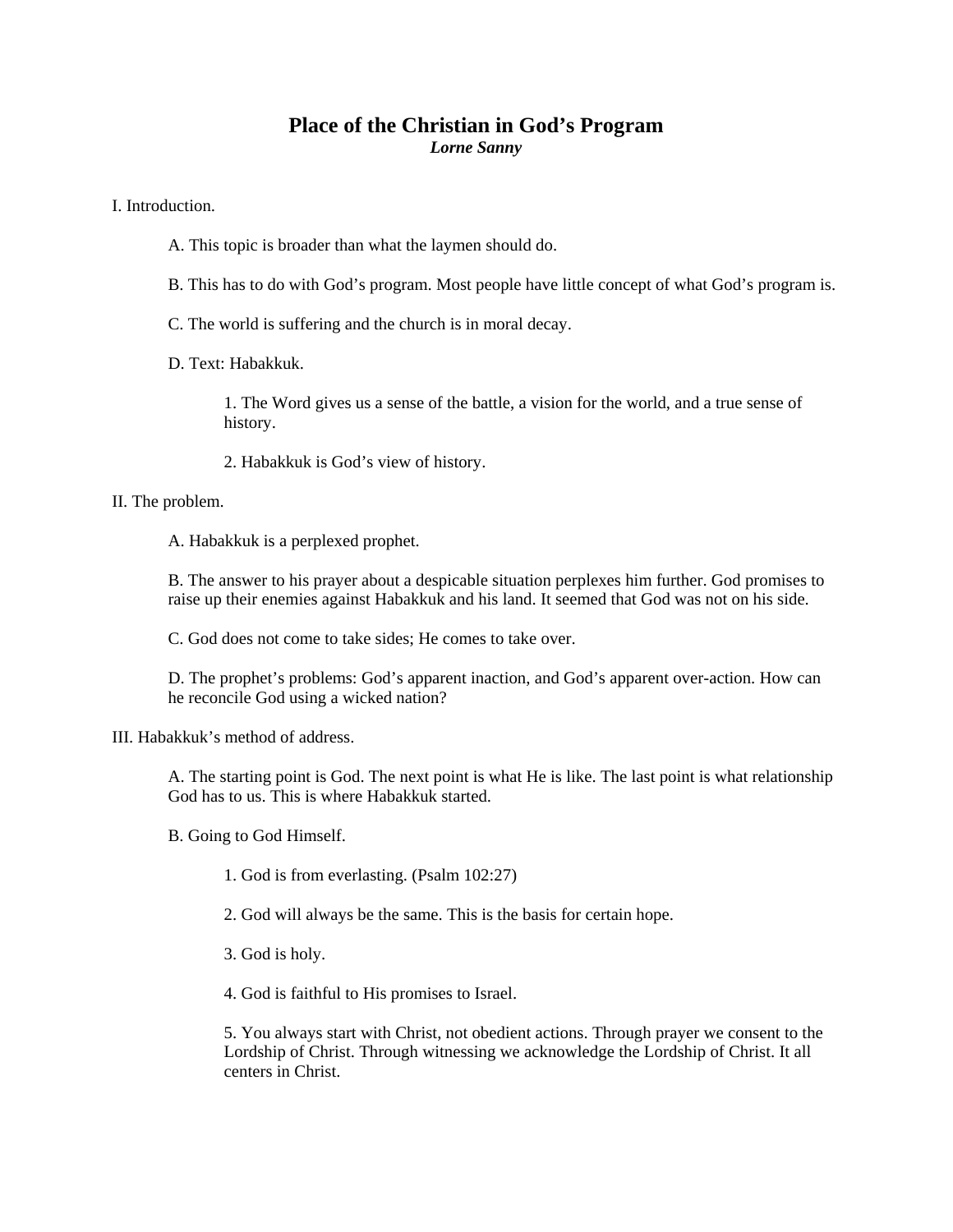# Place of the Christian in God's Program

***Lorne Sanny***

I. Introduction.

- A. This topic is broader than what the laymen should do.

- B. This has to do with God's program. Most people have little concept of what God's program is.

- C. The world is suffering and the church is in moral decay.

- D. Text: Habakkuk.

  1. The Word gives us a sense of the battle, a vision for the world, and a true sense of history.

  2. Habakkuk is God's view of history.

II. The problem.

- A. Habakkuk is a perplexed prophet.

- B. The answer to his prayer about a despicable situation perplexes him further. God promises to raise up their enemies against Habakkuk and his land. It seemed that God was not on his side.

- C. God does not come to take sides; He comes to take over.

- D. The prophet's problems: God's apparent inaction, and God's apparent over-action. How can he reconcile God using a wicked nation?

III. Habakkuk's method of address.

- A. The starting point is God. The next point is what He is like. The last point is what relationship God has to us. This is where Habakkuk started.

- B. Going to God Himself.

  1. God is from everlasting. (Psalm 102:27)

  2. God will always be the same. This is the basis for certain hope.

  3. God is holy.

  4. God is faithful to His promises to Israel.

  5. You always start with Christ, not obedient actions. Through prayer we consent to the Lordship of Christ. Through witnessing we acknowledge the Lordship of Christ. It all centers in Christ.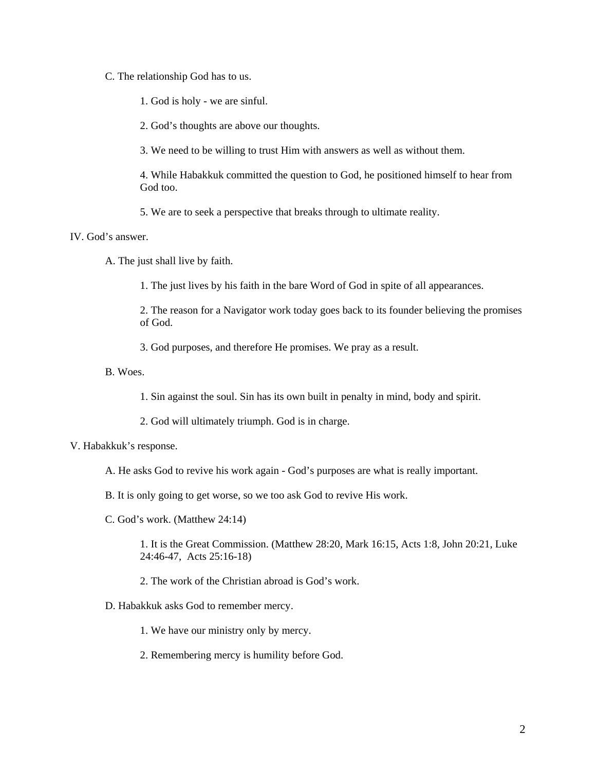C. The relationship God has to us.

1. God is holy - we are sinful.

2. God's thoughts are above our thoughts.

3. We need to be willing to trust Him with answers as well as without them.

4. While Habakkuk committed the question to God, he positioned himself to hear from God too.

5. We are to seek a perspective that breaks through to ultimate reality.

IV. God's answer.

A. The just shall live by faith.

1. The just lives by his faith in the bare Word of God in spite of all appearances.

2. The reason for a Navigator work today goes back to its founder believing the promises of God.

3. God purposes, and therefore He promises. We pray as a result.

B. Woes.

1. Sin against the soul. Sin has its own built in penalty in mind, body and spirit.

2. God will ultimately triumph. God is in charge.

V. Habakkuk's response.

A. He asks God to revive his work again - God's purposes are what is really important.

B. It is only going to get worse, so we too ask God to revive His work.

C. God's work. (Matthew 24:14)

1. It is the Great Commission. (Matthew 28:20, Mark 16:15, Acts 1:8, John 20:21, Luke 24:46-47, Acts 25:16-18)

2. The work of the Christian abroad is God's work.

D. Habakkuk asks God to remember mercy.

1. We have our ministry only by mercy.

2. Remembering mercy is humility before God.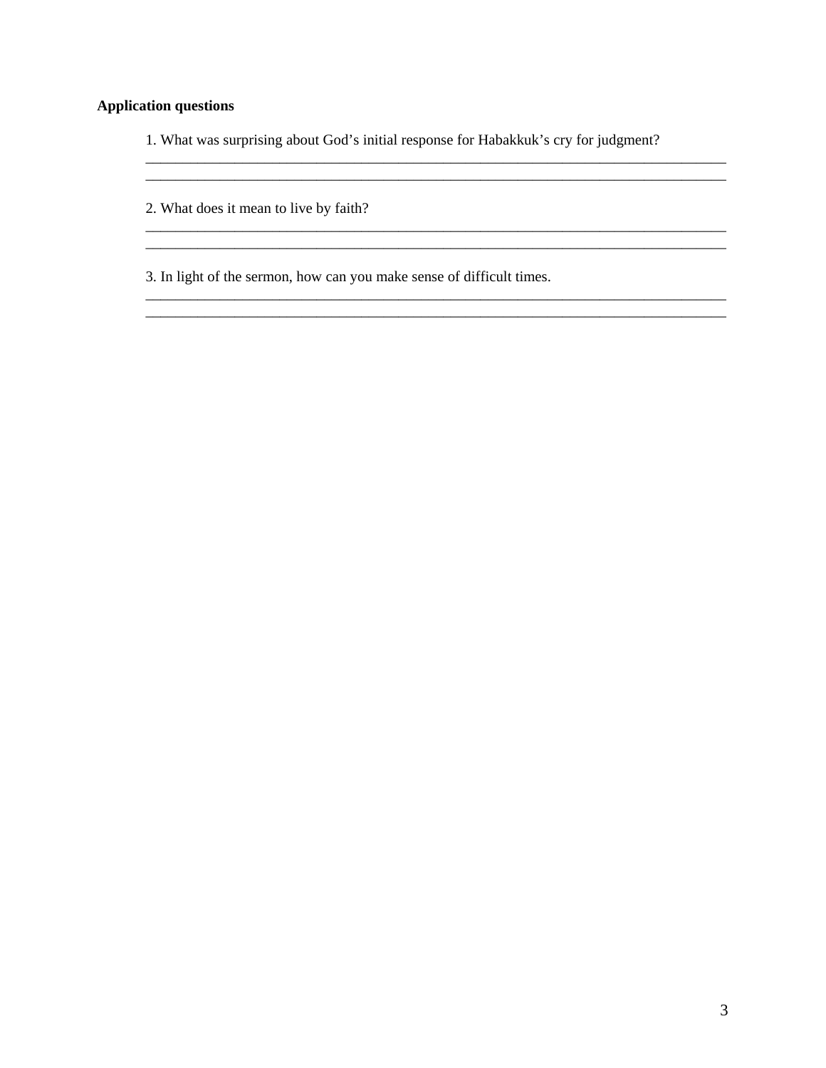**Application questions**

1. What was surprising about God's initial response for Habakkuk's cry for judgment?

_____________________________________________________________________________________
_____________________________________________________________________________________

2. What does it mean to live by faith?

_____________________________________________________________________________________
_____________________________________________________________________________________

3. In light of the sermon, how can you make sense of difficult times.

_____________________________________________________________________________________
_____________________________________________________________________________________